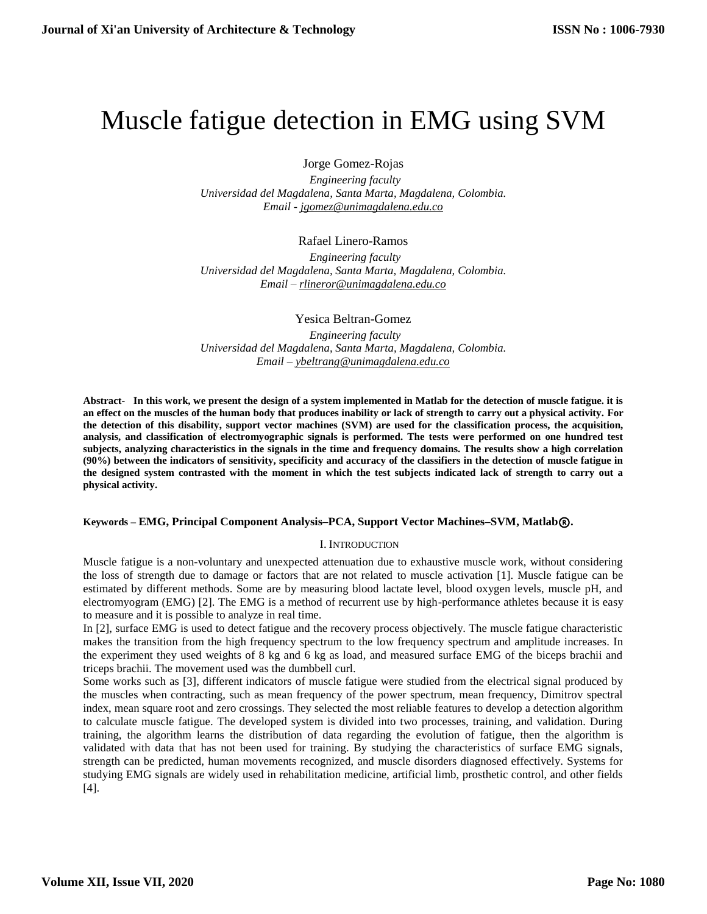# Muscle fatigue detection in EMG using SVM

Jorge Gomez-Rojas

*Engineering faculty*
*Universidad del Magdalena, Santa Marta, Magdalena, Colombia.*
*Email - jgomez@unimagdalena.edu.co*

Rafael Linero-Ramos

*Engineering faculty*
*Universidad del Magdalena, Santa Marta, Magdalena, Colombia.*
*Email – rlineror@unimagdalena.edu.co*

Yesica Beltran-Gomez

*Engineering faculty*
*Universidad del Magdalena, Santa Marta, Magdalena, Colombia.*
*Email – ybeltrang@unimagdalena.edu.co*

**Abstract- In this work, we present the design of a system implemented in Matlab for the detection of muscle fatigue. it is an effect on the muscles of the human body that produces inability or lack of strength to carry out a physical activity. For the detection of this disability, support vector machines (SVM) are used for the classification process, the acquisition, analysis, and classification of electromyographic signals is performed. The tests were performed on one hundred test subjects, analyzing characteristics in the signals in the time and frequency domains. The results show a high correlation (90%) between the indicators of sensitivity, specificity and accuracy of the classifiers in the detection of muscle fatigue in the designed system contrasted with the moment in which the test subjects indicated lack of strength to carry out a physical activity.**

**Keywords – EMG, Principal Component Analysis–PCA, Support Vector Machines–SVM, Matlab®.**

## I. INTRODUCTION

Muscle fatigue is a non-voluntary and unexpected attenuation due to exhaustive muscle work, without considering the loss of strength due to damage or factors that are not related to muscle activation [1]. Muscle fatigue can be estimated by different methods. Some are by measuring blood lactate level, blood oxygen levels, muscle pH, and electromyogram (EMG) [2]. The EMG is a method of recurrent use by high-performance athletes because it is easy to measure and it is possible to analyze in real time.

In [2], surface EMG is used to detect fatigue and the recovery process objectively. The muscle fatigue characteristic makes the transition from the high frequency spectrum to the low frequency spectrum and amplitude increases. In the experiment they used weights of 8 kg and 6 kg as load, and measured surface EMG of the biceps brachii and triceps brachii. The movement used was the dumbbell curl.

Some works such as [3], different indicators of muscle fatigue were studied from the electrical signal produced by the muscles when contracting, such as mean frequency of the power spectrum, mean frequency, Dimitrov spectral index, mean square root and zero crossings. They selected the most reliable features to develop a detection algorithm to calculate muscle fatigue. The developed system is divided into two processes, training, and validation. During training, the algorithm learns the distribution of data regarding the evolution of fatigue, then the algorithm is validated with data that has not been used for training. By studying the characteristics of surface EMG signals, strength can be predicted, human movements recognized, and muscle disorders diagnosed effectively. Systems for studying EMG signals are widely used in rehabilitation medicine, artificial limb, prosthetic control, and other fields [4].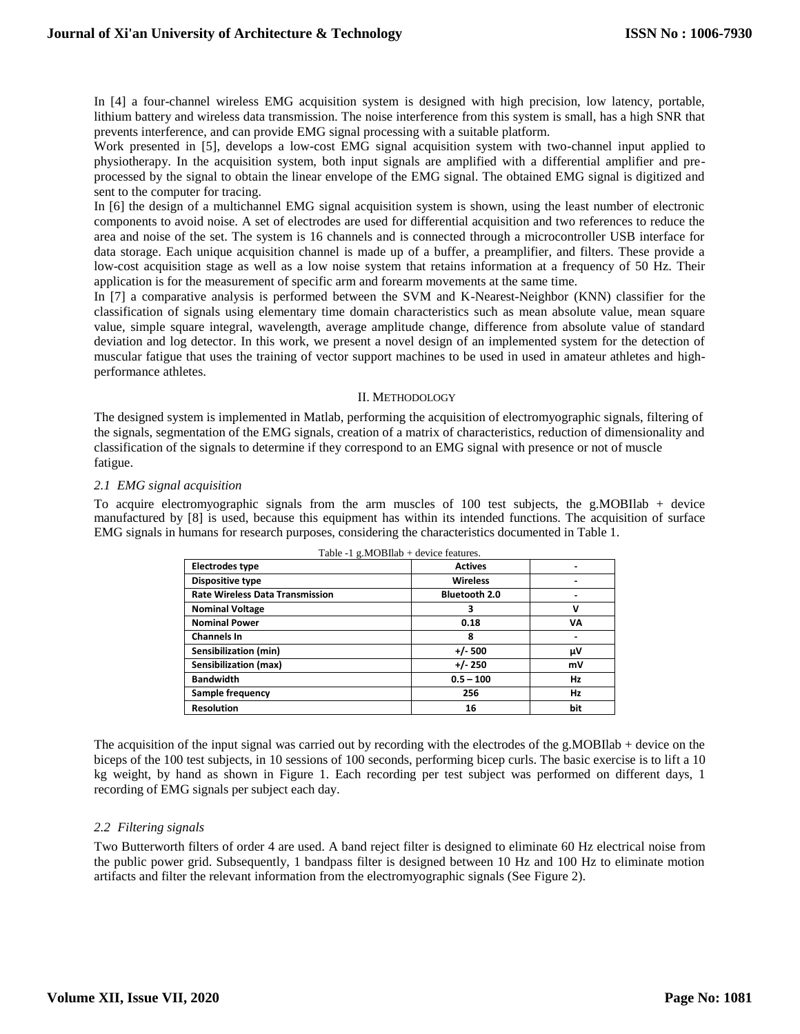In [4] a four-channel wireless EMG acquisition system is designed with high precision, low latency, portable, lithium battery and wireless data transmission. The noise interference from this system is small, has a high SNR that prevents interference, and can provide EMG signal processing with a suitable platform.

Work presented in [5], develops a low-cost EMG signal acquisition system with two-channel input applied to physiotherapy. In the acquisition system, both input signals are amplified with a differential amplifier and pre-processed by the signal to obtain the linear envelope of the EMG signal. The obtained EMG signal is digitized and sent to the computer for tracing.

In [6] the design of a multichannel EMG signal acquisition system is shown, using the least number of electronic components to avoid noise. A set of electrodes are used for differential acquisition and two references to reduce the area and noise of the set. The system is 16 channels and is connected through a microcontroller USB interface for data storage. Each unique acquisition channel is made up of a buffer, a preamplifier, and filters. These provide a low-cost acquisition stage as well as a low noise system that retains information at a frequency of 50 Hz. Their application is for the measurement of specific arm and forearm movements at the same time.

In [7] a comparative analysis is performed between the SVM and K-Nearest-Neighbor (KNN) classifier for the classification of signals using elementary time domain characteristics such as mean absolute value, mean square value, simple square integral, wavelength, average amplitude change, difference from absolute value of standard deviation and log detector. In this work, we present a novel design of an implemented system for the detection of muscular fatigue that uses the training of vector support machines to be used in used in amateur athletes and high-performance athletes.

## II. Methodology

The designed system is implemented in Matlab, performing the acquisition of electromyographic signals, filtering of the signals, segmentation of the EMG signals, creation of a matrix of characteristics, reduction of dimensionality and classification of the signals to determine if they correspond to an EMG signal with presence or not of muscle fatigue.

### *2.1 EMG signal acquisition*

To acquire electromyographic signals from the arm muscles of 100 test subjects, the g.MOBIlab + device manufactured by [8] is used, because this equipment has within its intended functions. The acquisition of surface EMG signals in humans for research purposes, considering the characteristics documented in Table 1.

Table -1 g.MOBIlab + device features.

| | | |
|---|---|---|
| **Electrodes type** | **Actives** | **-** |
| **Dispositive type** | **Wireless** | **-** |
| **Rate Wireless Data Transmission** | **Bluetooth 2.0** | **-** |
| **Nominal Voltage** | **3** | **V** |
| **Nominal Power** | **0.18** | **VA** |
| **Channels In** | **8** | **-** |
| **Sensibilization (min)** | **+/- 500** | **µV** |
| **Sensibilization (max)** | **+/- 250** | **mV** |
| **Bandwidth** | **0.5 – 100** | **Hz** |
| **Sample frequency** | **256** | **Hz** |
| **Resolution** | **16** | **bit** |

The acquisition of the input signal was carried out by recording with the electrodes of the g.MOBIlab + device on the biceps of the 100 test subjects, in 10 sessions of 100 seconds, performing bicep curls. The basic exercise is to lift a 10 kg weight, by hand as shown in Figure 1. Each recording per test subject was performed on different days, 1 recording of EMG signals per subject each day.

### *2.2 Filtering signals*

Two Butterworth filters of order 4 are used. A band reject filter is designed to eliminate 60 Hz electrical noise from the public power grid. Subsequently, 1 bandpass filter is designed between 10 Hz and 100 Hz to eliminate motion artifacts and filter the relevant information from the electromyographic signals (See Figure 2).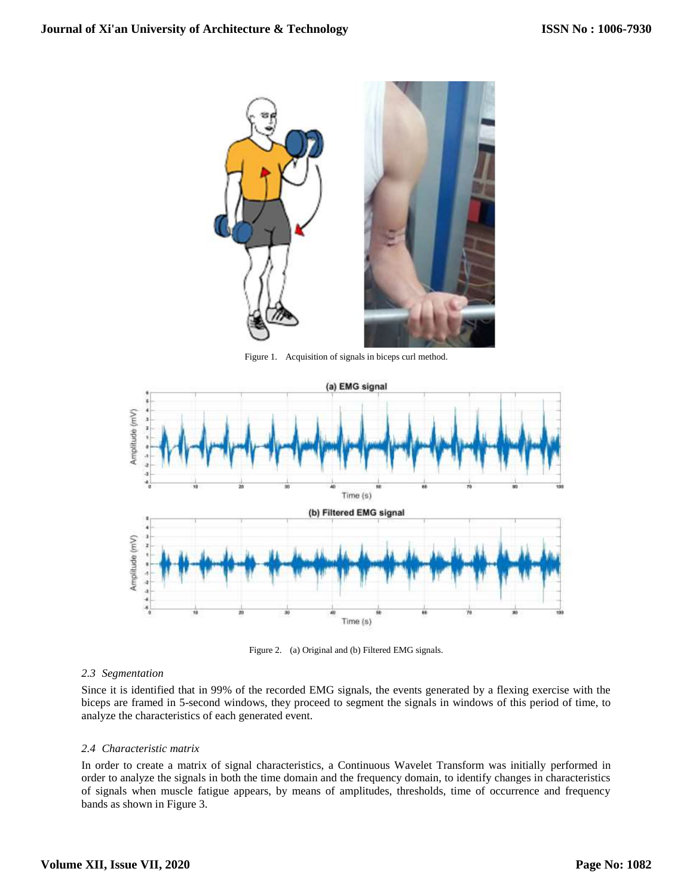Figure 1. Acquisition of signals in biceps curl method.

(a) EMG signal

Amplitude (mV)

Time (s)

(b) Filtered EMG signal

Amplitude (mV)

Time (s)

Figure 2. (a) Original and (b) Filtered EMG signals.

### *2.3 Segmentation*

Since it is identified that in 99% of the recorded EMG signals, the events generated by a flexing exercise with the biceps are framed in 5-second windows, they proceed to segment the signals in windows of this period of time, to analyze the characteristics of each generated event.

### *2.4 Characteristic matrix*

In order to create a matrix of signal characteristics, a Continuous Wavelet Transform was initially performed in order to analyze the signals in both the time domain and the frequency domain, to identify changes in characteristics of signals when muscle fatigue appears, by means of amplitudes, thresholds, time of occurrence and frequency bands as shown in Figure 3.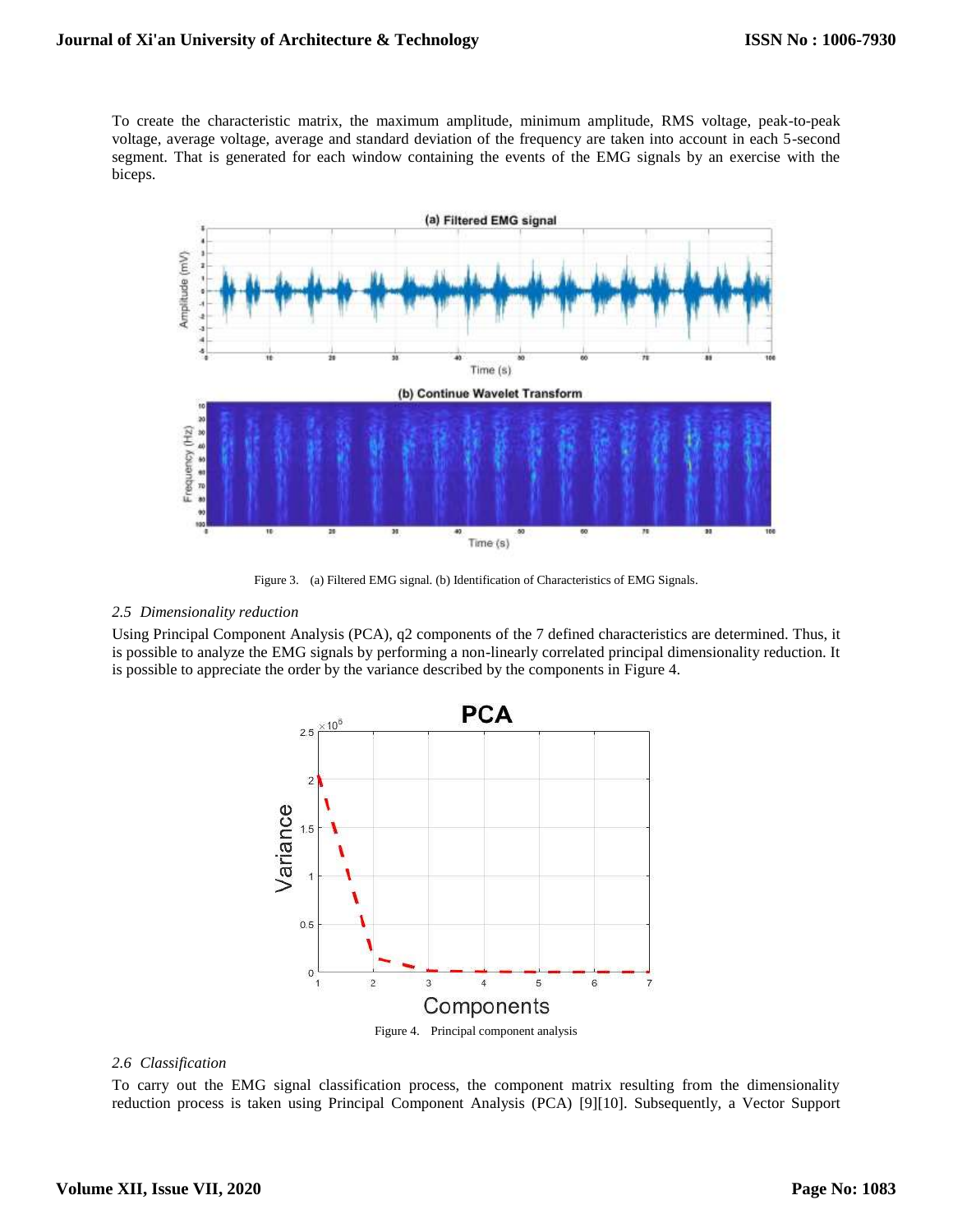To create the characteristic matrix, the maximum amplitude, minimum amplitude, RMS voltage, peak-to-peak voltage, average voltage, average and standard deviation of the frequency are taken into account in each 5-second segment. That is generated for each window containing the events of the EMG signals by an exercise with the biceps.

(a) Filtered EMG signal

Amplitude (mV)

Time (s)

(b) Continue Wavelet Transform

Frequency (Hz)

Time (s)

Figure 3. (a) Filtered EMG signal. (b) Identification of Characteristics of EMG Signals.

### *2.5 Dimensionality reduction*

Using Principal Component Analysis (PCA), q2 components of the 7 defined characteristics are determined. Thus, it is possible to analyze the EMG signals by performing a non-linearly correlated principal dimensionality reduction. It is possible to appreciate the order by the variance described by the components in Figure 4.

PCA

$\times 10^5$

2.5

2

1.5

1

0.5

0

Variance

1 2 3 4 5 6 7

Components

Figure 4. Principal component analysis

### *2.6 Classification*

To carry out the EMG signal classification process, the component matrix resulting from the dimensionality reduction process is taken using Principal Component Analysis (PCA) [9][10]. Subsequently, a Vector Support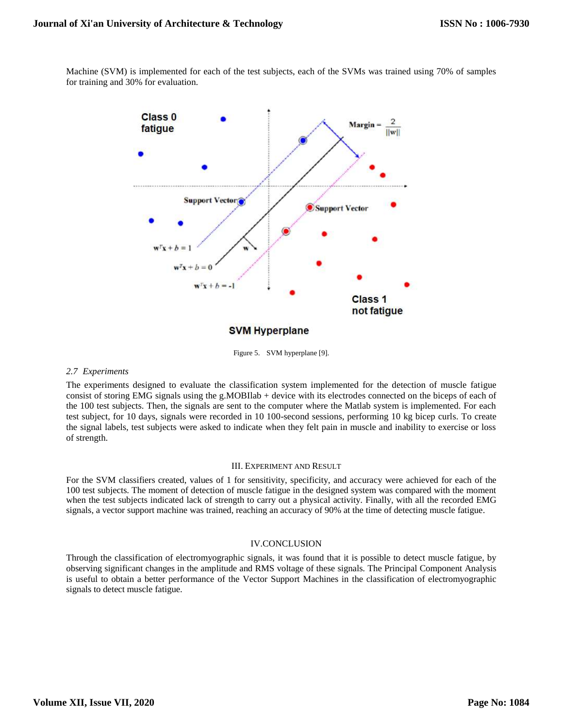Machine (SVM) is implemented for each of the test subjects, each of the SVMs was trained using 70% of samples for training and 30% for evaluation.

Class 0
fatigue

Margin = $\frac{2}{||w||}$

Support Vector

Support Vector

$w^T x + b = 1$

$w$

$w^T x + b = 0$

$w^T x + b = -1$

Class 1
not fatigue

SVM Hyperplane

Figure 5. SVM hyperplane [9].

### *2.7 Experiments*

The experiments designed to evaluate the classification system implemented for the detection of muscle fatigue consist of storing EMG signals using the g.MOBIlab + device with its electrodes connected on the biceps of each of the 100 test subjects. Then, the signals are sent to the computer where the Matlab system is implemented. For each test subject, for 10 days, signals were recorded in 10 100-second sessions, performing 10 kg bicep curls. To create the signal labels, test subjects were asked to indicate when they felt pain in muscle and inability to exercise or loss of strength.

## III. Experiment and Result

For the SVM classifiers created, values of 1 for sensitivity, specificity, and accuracy were achieved for each of the 100 test subjects. The moment of detection of muscle fatigue in the designed system was compared with the moment when the test subjects indicated lack of strength to carry out a physical activity. Finally, with all the recorded EMG signals, a vector support machine was trained, reaching an accuracy of 90% at the time of detecting muscle fatigue.

## IV.CONCLUSION

Through the classification of electromyographic signals, it was found that it is possible to detect muscle fatigue, by observing significant changes in the amplitude and RMS voltage of these signals. The Principal Component Analysis is useful to obtain a better performance of the Vector Support Machines in the classification of electromyographic signals to detect muscle fatigue.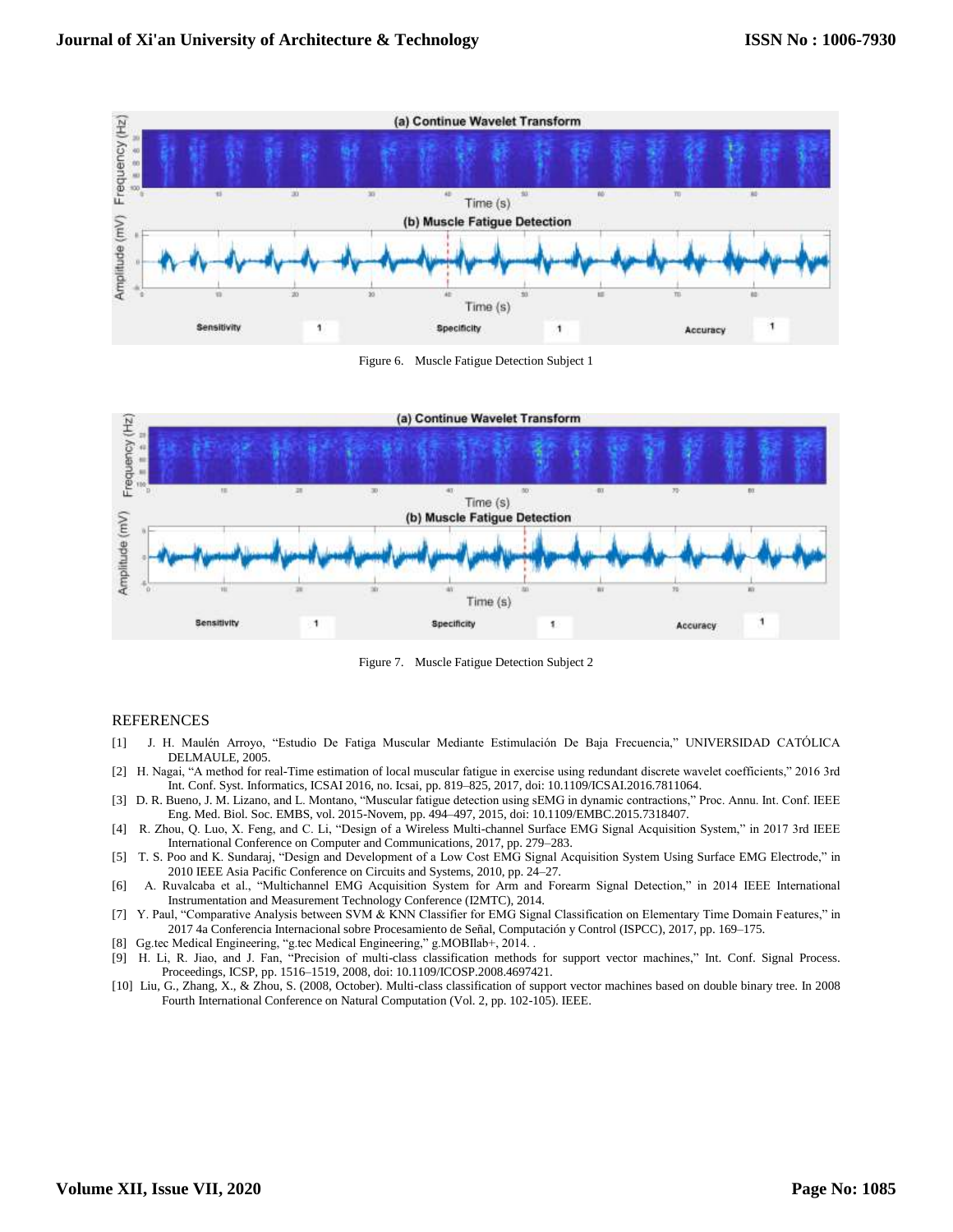(a) Continue Wavelet Transform

Frequency (Hz)

Time (s)

(b) Muscle Fatigue Detection

Amplitude (mV)

Time (s)

Sensitivity 1 Specificity 1 Accuracy 1

Figure 6. Muscle Fatigue Detection Subject 1

(a) Continue Wavelet Transform

Frequency (Hz)

Time (s)

(b) Muscle Fatigue Detection

Amplitude (mV)

Time (s)

Sensitivity 1 Specificity 1 Accuracy 1

Figure 7. Muscle Fatigue Detection Subject 2

## REFERENCES

[1] J. H. Maulén Arroyo, "Estudio De Fatiga Muscular Mediante Estimulación De Baja Frecuencia," UNIVERSIDAD CATÓLICA DELMAULE, 2005.

[2] H. Nagai, "A method for real-Time estimation of local muscular fatigue in exercise using redundant discrete wavelet coefficients," 2016 3rd Int. Conf. Syst. Informatics, ICSAI 2016, no. Icsai, pp. 819–825, 2017, doi: 10.1109/ICSAI.2016.7811064.

[3] D. R. Bueno, J. M. Lizano, and L. Montano, "Muscular fatigue detection using sEMG in dynamic contractions," Proc. Annu. Int. Conf. IEEE Eng. Med. Biol. Soc. EMBS, vol. 2015-Novem, pp. 494–497, 2015, doi: 10.1109/EMBC.2015.7318407.

[4] R. Zhou, Q. Luo, X. Feng, and C. Li, "Design of a Wireless Multi-channel Surface EMG Signal Acquisition System," in 2017 3rd IEEE International Conference on Computer and Communications, 2017, pp. 279–283.

[5] T. S. Poo and K. Sundaraj, "Design and Development of a Low Cost EMG Signal Acquisition System Using Surface EMG Electrode," in 2010 IEEE Asia Pacific Conference on Circuits and Systems, 2010, pp. 24–27.

[6] A. Ruvalcaba et al., "Multichannel EMG Acquisition System for Arm and Forearm Signal Detection," in 2014 IEEE International Instrumentation and Measurement Technology Conference (I2MTC), 2014.

[7] Y. Paul, "Comparative Analysis between SVM & KNN Classifier for EMG Signal Classification on Elementary Time Domain Features," in 2017 4a Conferencia Internacional sobre Procesamiento de Señal, Computación y Control (ISPCC), 2017, pp. 169–175.

[8] Gg.tec Medical Engineering, "g.tec Medical Engineering," g.MOBIlab+, 2014. .

[9] H. Li, R. Jiao, and J. Fan, "Precision of multi-class classification methods for support vector machines," Int. Conf. Signal Process. Proceedings, ICSP, pp. 1516–1519, 2008, doi: 10.1109/ICOSP.2008.4697421.

[10] Liu, G., Zhang, X., & Zhou, S. (2008, October). Multi-class classification of support vector machines based on double binary tree. In 2008 Fourth International Conference on Natural Computation (Vol. 2, pp. 102-105). IEEE.